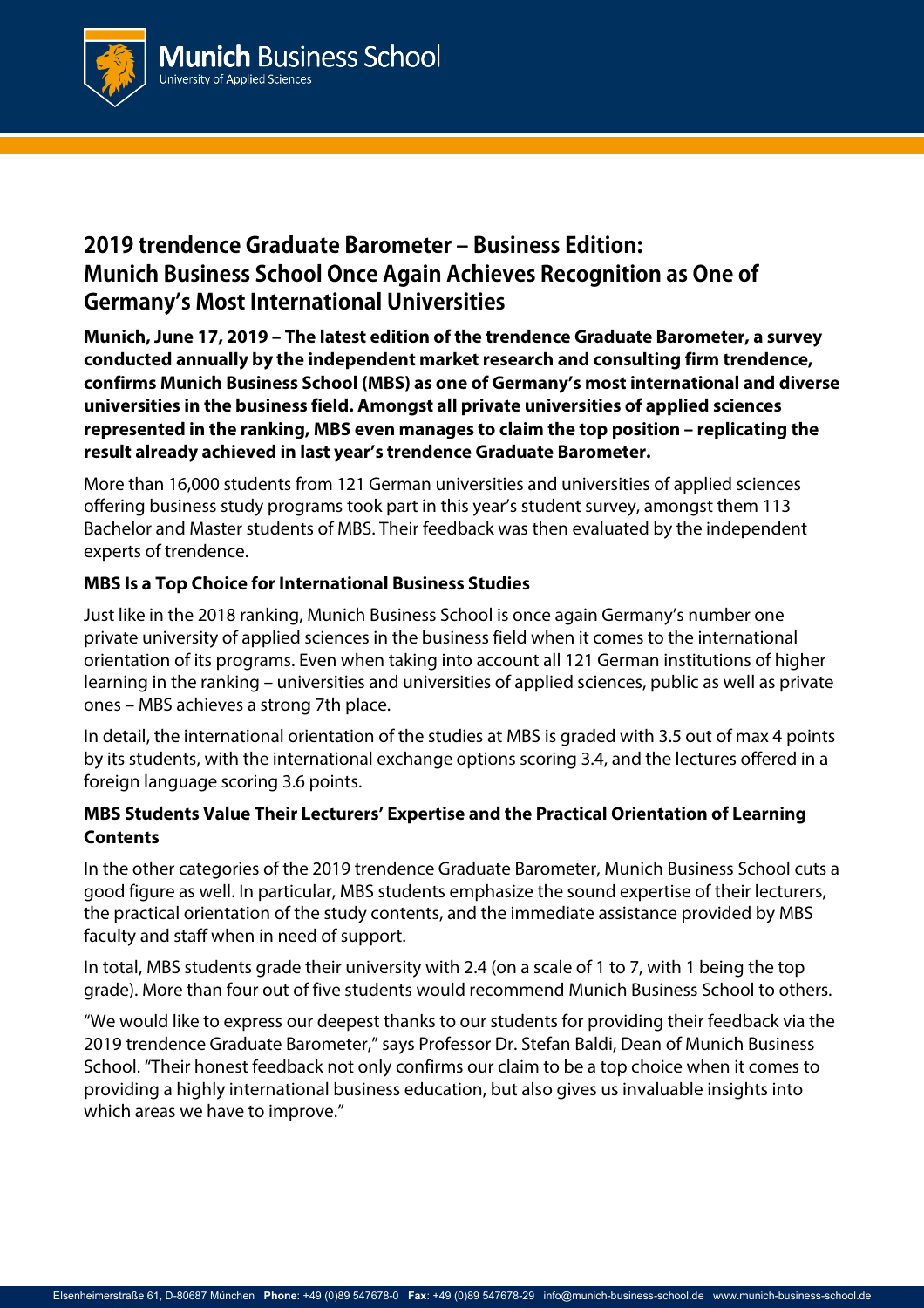# 2019 trendence Graduate Barometer – Business Edition: Munich Business School Once Again Achieves Recognition as One of Germany's Most International Universities

**Munich, June 17, 2019 – The latest edition of the trendence Graduate Barometer, a survey conducted annually by the independent market research and consulting firm trendence, confirms Munich Business School (MBS) as one of Germany's most international and diverse universities in the business field. Amongst all private universities of applied sciences represented in the ranking, MBS even manages to claim the top position – replicating the result already achieved in last year's trendence Graduate Barometer.**

More than 16,000 students from 121 German universities and universities of applied sciences offering business study programs took part in this year's student survey, amongst them 113 Bachelor and Master students of MBS. Their feedback was then evaluated by the independent experts of trendence.

### MBS Is a Top Choice for International Business Studies

Just like in the 2018 ranking, Munich Business School is once again Germany's number one private university of applied sciences in the business field when it comes to the international orientation of its programs. Even when taking into account all 121 German institutions of higher learning in the ranking – universities and universities of applied sciences, public as well as private ones – MBS achieves a strong 7th place.

In detail, the international orientation of the studies at MBS is graded with 3.5 out of max 4 points by its students, with the international exchange options scoring 3.4, and the lectures offered in a foreign language scoring 3.6 points.

### MBS Students Value Their Lecturers' Expertise and the Practical Orientation of Learning Contents

In the other categories of the 2019 trendence Graduate Barometer, Munich Business School cuts a good figure as well. In particular, MBS students emphasize the sound expertise of their lecturers, the practical orientation of the study contents, and the immediate assistance provided by MBS faculty and staff when in need of support.

In total, MBS students grade their university with 2.4 (on a scale of 1 to 7, with 1 being the top grade). More than four out of five students would recommend Munich Business School to others.

"We would like to express our deepest thanks to our students for providing their feedback via the 2019 trendence Graduate Barometer," says Professor Dr. Stefan Baldi, Dean of Munich Business School. "Their honest feedback not only confirms our claim to be a top choice when it comes to providing a highly international business education, but also gives us invaluable insights into which areas we have to improve."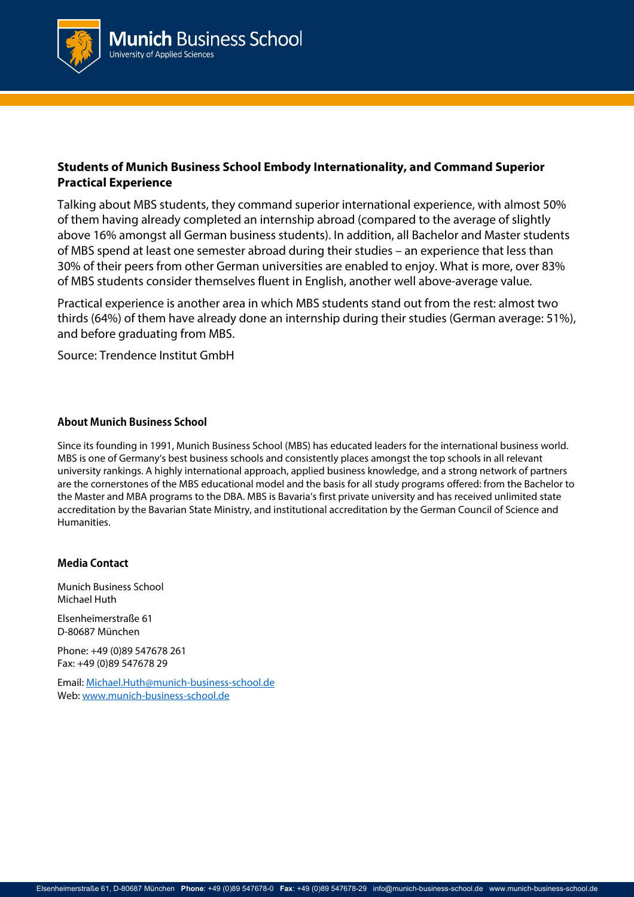**Students of Munich Business School Embody Internationality, and Command Superior Practical Experience**

Talking about MBS students, they command superior international experience, with almost 50% of them having already completed an internship abroad (compared to the average of slightly above 16% amongst all German business students). In addition, all Bachelor and Master students of MBS spend at least one semester abroad during their studies – an experience that less than 30% of their peers from other German universities are enabled to enjoy. What is more, over 83% of MBS students consider themselves fluent in English, another well above-average value.

Practical experience is another area in which MBS students stand out from the rest: almost two thirds (64%) of them have already done an internship during their studies (German average: 51%), and before graduating from MBS.

Source: Trendence Institut GmbH

**About Munich Business School**

Since its founding in 1991, Munich Business School (MBS) has educated leaders for the international business world. MBS is one of Germany's best business schools and consistently places amongst the top schools in all relevant university rankings. A highly international approach, applied business knowledge, and a strong network of partners are the cornerstones of the MBS educational model and the basis for all study programs offered: from the Bachelor to the Master and MBA programs to the DBA. MBS is Bavaria's first private university and has received unlimited state accreditation by the Bavarian State Ministry, and institutional accreditation by the German Council of Science and Humanities.

**Media Contact**

Munich Business School
Michael Huth

Elsenheimerstraße 61
D-80687 München

Phone: +49 (0)89 547678 261
Fax: +49 (0)89 547678 29

Email: Michael.Huth@munich-business-school.de
Web: www.munich-business-school.de